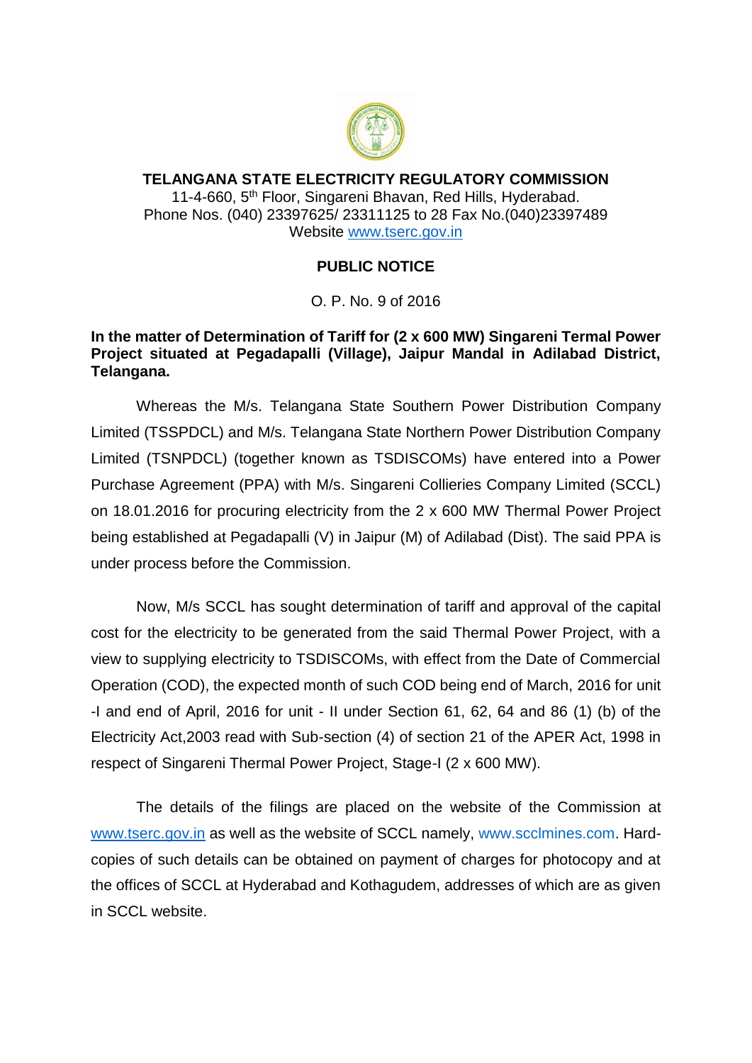**TELANGANA STATE ELECTRICITY REGULATORY COMMISSION**
11-4-660, 5th Floor, Singareni Bhavan, Red Hills, Hyderabad.
Phone Nos. (040) 23397625/ 23311125 to 28 Fax No.(040)23397489
Website www.tserc.gov.in

## PUBLIC NOTICE

O. P. No. 9 of 2016

**In the matter of Determination of Tariff for (2 x 600 MW) Singareni Termal Power Project situated at Pegadapalli (Village), Jaipur Mandal in Adilabad District, Telangana.**

Whereas the M/s. Telangana State Southern Power Distribution Company Limited (TSSPDCL) and M/s. Telangana State Northern Power Distribution Company Limited (TSNPDCL) (together known as TSDISCOMs) have entered into a Power Purchase Agreement (PPA) with M/s. Singareni Collieries Company Limited (SCCL) on 18.01.2016 for procuring electricity from the 2 x 600 MW Thermal Power Project being established at Pegadapalli (V) in Jaipur (M) of Adilabad (Dist). The said PPA is under process before the Commission.

Now, M/s SCCL has sought determination of tariff and approval of the capital cost for the electricity to be generated from the said Thermal Power Project, with a view to supplying electricity to TSDISCOMs, with effect from the Date of Commercial Operation (COD), the expected month of such COD being end of March, 2016 for unit -I and end of April, 2016 for unit - II under Section 61, 62, 64 and 86 (1) (b) of the Electricity Act,2003 read with Sub-section (4) of section 21 of the APER Act, 1998 in respect of Singareni Thermal Power Project, Stage-I (2 x 600 MW).

The details of the filings are placed on the website of the Commission at www.tserc.gov.in as well as the website of SCCL namely, www.scclmines.com. Hard-copies of such details can be obtained on payment of charges for photocopy and at the offices of SCCL at Hyderabad and Kothagudem, addresses of which are as given in SCCL website.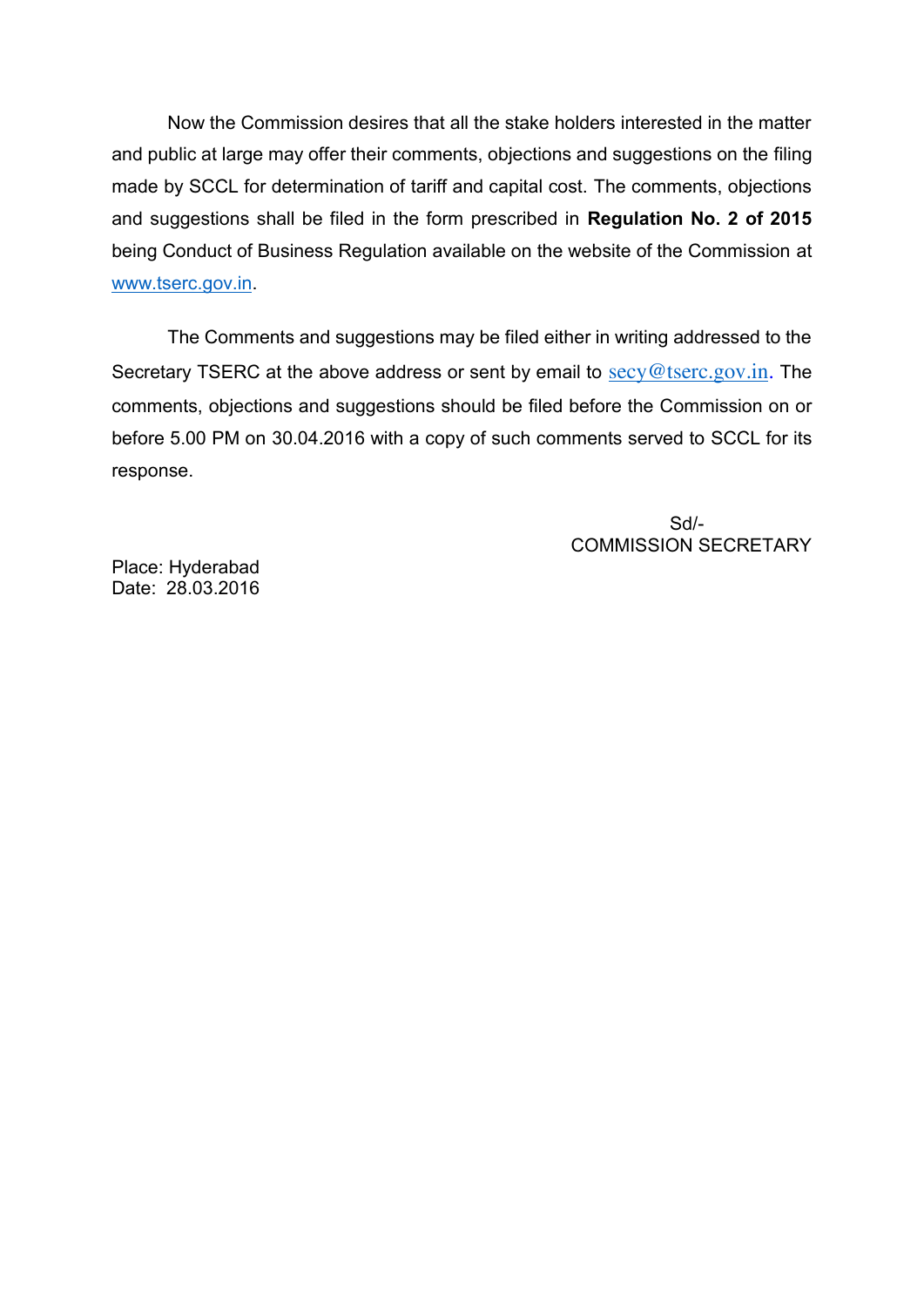Now the Commission desires that all the stake holders interested in the matter and public at large may offer their comments, objections and suggestions on the filing made by SCCL for determination of tariff and capital cost. The comments, objections and suggestions shall be filed in the form prescribed in **Regulation No. 2 of 2015** being Conduct of Business Regulation available on the website of the Commission at www.tserc.gov.in.

The Comments and suggestions may be filed either in writing addressed to the Secretary TSERC at the above address or sent by email to secy@tserc.gov.in. The comments, objections and suggestions should be filed before the Commission on or before 5.00 PM on 30.04.2016 with a copy of such comments served to SCCL for its response.

Sd/-
COMMISSION SECRETARY

Place: Hyderabad
Date: 28.03.2016